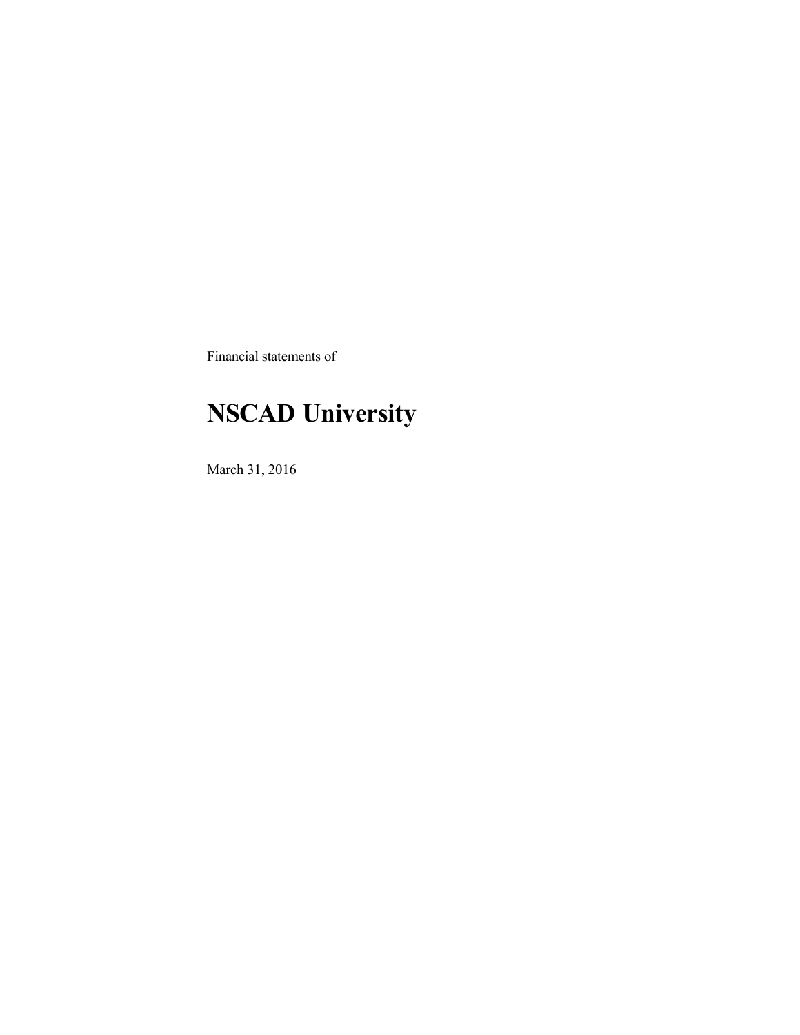Financial statements of

# NSCAD University

March 31, 2016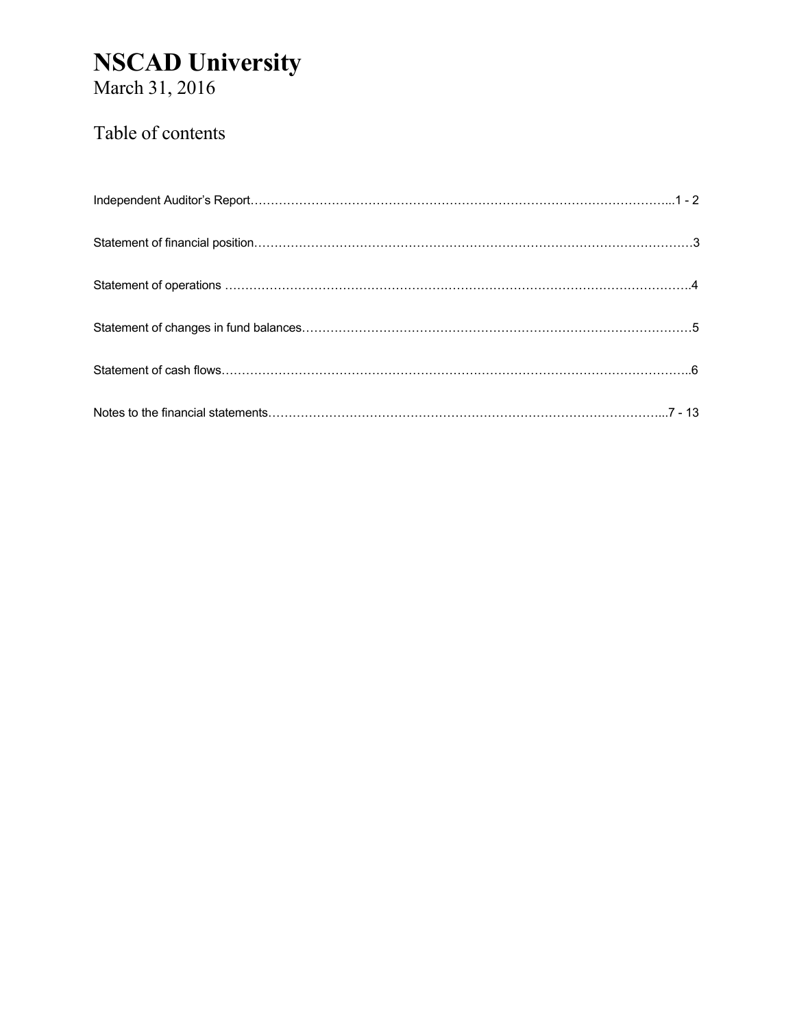# NSCAD University
March 31, 2016

## Table of contents

| | |
|---|---|
| Independent Auditor's Report | 1 - 2 |
| Statement of financial position | 3 |
| Statement of operations | 4 |
| Statement of changes in fund balances | 5 |
| Statement of cash flows | 6 |
| Notes to the financial statements | 7 - 13 |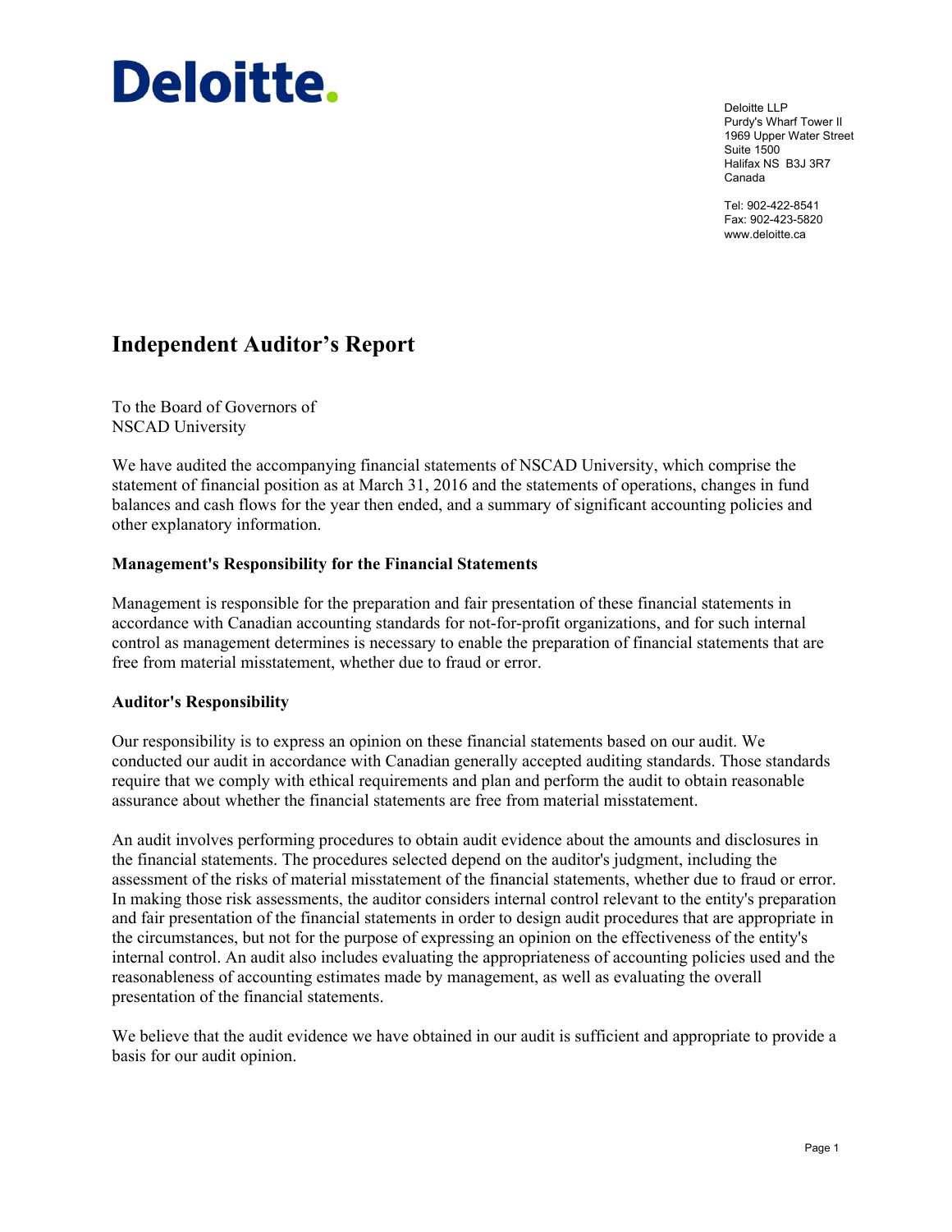Deloitte.

Deloitte LLP
Purdy's Wharf Tower II
1969 Upper Water Street
Suite 1500
Halifax NS B3J 3R7
Canada

Tel: 902-422-8541
Fax: 902-423-5820
www.deloitte.ca

# Independent Auditor's Report

To the Board of Governors of
NSCAD University

We have audited the accompanying financial statements of NSCAD University, which comprise the statement of financial position as at March 31, 2016 and the statements of operations, changes in fund balances and cash flows for the year then ended, and a summary of significant accounting policies and other explanatory information.

**Management's Responsibility for the Financial Statements**

Management is responsible for the preparation and fair presentation of these financial statements in accordance with Canadian accounting standards for not-for-profit organizations, and for such internal control as management determines is necessary to enable the preparation of financial statements that are free from material misstatement, whether due to fraud or error.

**Auditor's Responsibility**

Our responsibility is to express an opinion on these financial statements based on our audit. We conducted our audit in accordance with Canadian generally accepted auditing standards. Those standards require that we comply with ethical requirements and plan and perform the audit to obtain reasonable assurance about whether the financial statements are free from material misstatement.

An audit involves performing procedures to obtain audit evidence about the amounts and disclosures in the financial statements. The procedures selected depend on the auditor's judgment, including the assessment of the risks of material misstatement of the financial statements, whether due to fraud or error. In making those risk assessments, the auditor considers internal control relevant to the entity's preparation and fair presentation of the financial statements in order to design audit procedures that are appropriate in the circumstances, but not for the purpose of expressing an opinion on the effectiveness of the entity's internal control. An audit also includes evaluating the appropriateness of accounting policies used and the reasonableness of accounting estimates made by management, as well as evaluating the overall presentation of the financial statements.

We believe that the audit evidence we have obtained in our audit is sufficient and appropriate to provide a basis for our audit opinion.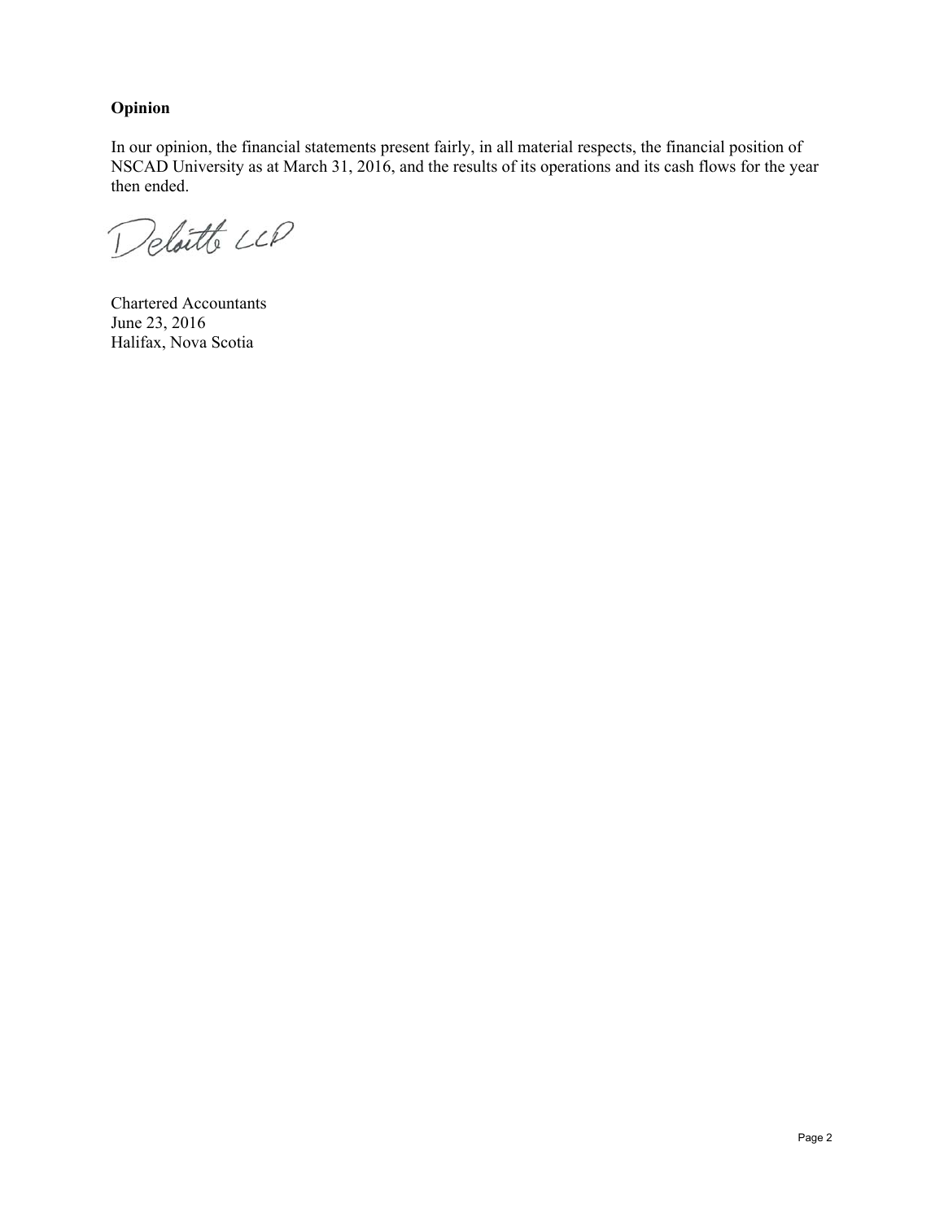**Opinion**

In our opinion, the financial statements present fairly, in all material respects, the financial position of NSCAD University as at March 31, 2016, and the results of its operations and its cash flows for the year then ended.

Deloitte LLP

Chartered Accountants
June 23, 2016
Halifax, Nova Scotia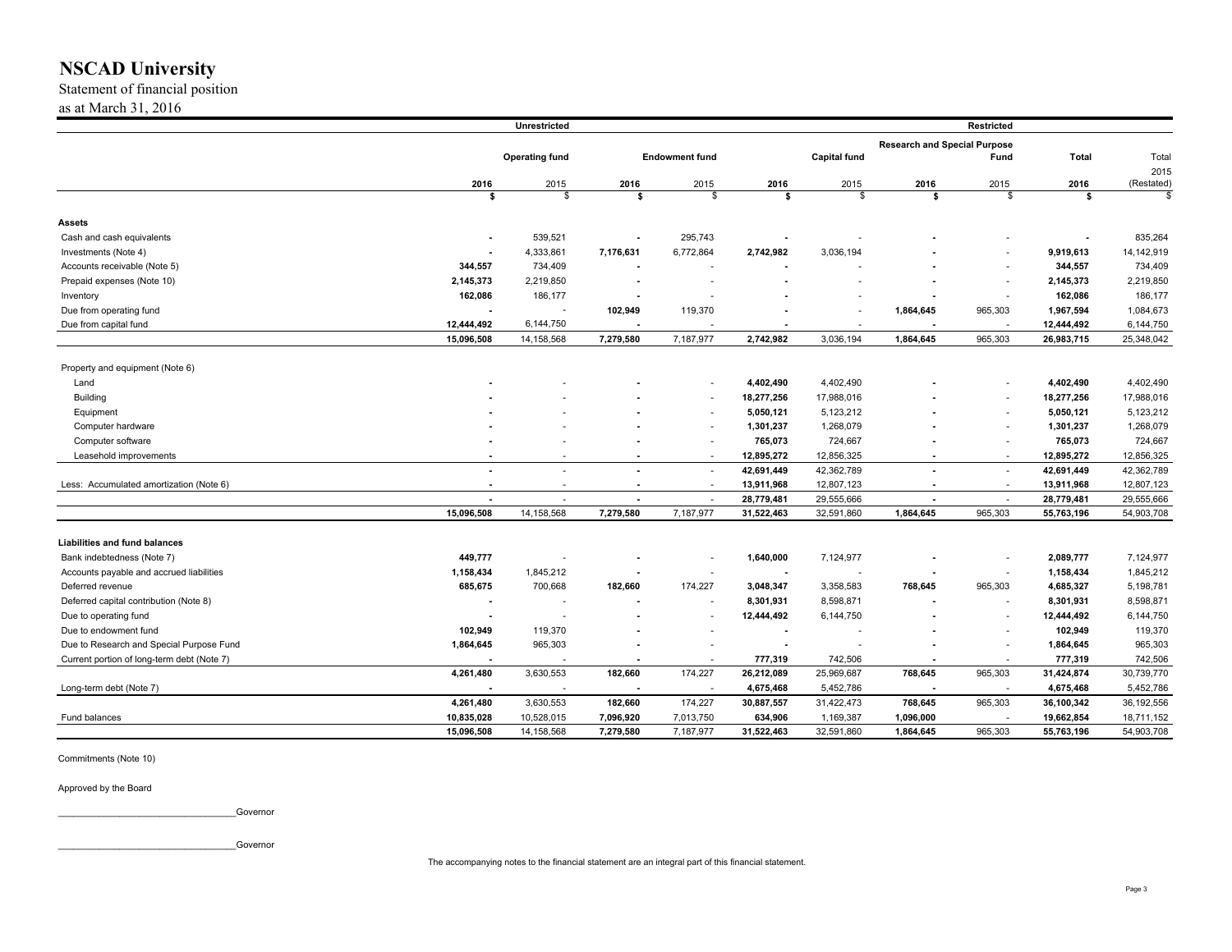# NSCAD University

Statement of financial position
as at March 31, 2016

| | Unrestricted | | | | | | Restricted | | | |
|---|---|---|---|---|---|---|---|---|---|---|
| | Operating fund | | Endowment fund | | Capital fund | | Research and Special Purpose Fund | | Total | Total |
| | 2016 | 2015 | 2016 | 2015 | 2016 | 2015 | 2016 | 2015 | 2016 | 2015 (Restated) |
| | $ | $ | $ | $ | $ | $ | $ | $ | $ | $ |
| **Assets** | | | | | | | | | | |
| Cash and cash equivalents | - | 539,521 | - | 295,743 | - | - | - | - | - | 835,264 |
| Investments (Note 4) | - | 4,333,861 | 7,176,631 | 6,772,864 | 2,742,982 | 3,036,194 | - | - | 9,919,613 | 14,142,919 |
| Accounts receivable (Note 5) | 344,557 | 734,409 | - | - | - | - | - | - | 344,557 | 734,409 |
| Prepaid expenses (Note 10) | 2,145,373 | 2,219,850 | - | - | - | - | - | - | 2,145,373 | 2,219,850 |
| Inventory | 162,086 | 186,177 | - | - | - | - | - | - | 162,086 | 186,177 |
| Due from operating fund | - | - | 102,949 | 119,370 | - | - | 1,864,645 | 965,303 | 1,967,594 | 1,084,673 |
| Due from capital fund | 12,444,492 | 6,144,750 | - | - | - | - | - | - | 12,444,492 | 6,144,750 |
| | 15,096,508 | 14,158,568 | 7,279,580 | 7,187,977 | 2,742,982 | 3,036,194 | 1,864,645 | 965,303 | 26,983,715 | 25,348,042 |
| Property and equipment (Note 6) | | | | | | | | | | |
| Land | - | - | - | - | 4,402,490 | 4,402,490 | - | - | 4,402,490 | 4,402,490 |
| Building | - | - | - | - | 18,277,256 | 17,988,016 | - | - | 18,277,256 | 17,988,016 |
| Equipment | - | - | - | - | 5,050,121 | 5,123,212 | - | - | 5,050,121 | 5,123,212 |
| Computer hardware | - | - | - | - | 1,301,237 | 1,268,079 | - | - | 1,301,237 | 1,268,079 |
| Computer software | - | - | - | - | 765,073 | 724,667 | - | - | 765,073 | 724,667 |
| Leasehold improvements | - | - | - | - | 12,895,272 | 12,856,325 | - | - | 12,895,272 | 12,856,325 |
| | - | - | - | - | 42,691,449 | 42,362,789 | - | - | 42,691,449 | 42,362,789 |
| Less: Accumulated amortization (Note 6) | - | - | - | - | 13,911,968 | 12,807,123 | - | - | 13,911,968 | 12,807,123 |
| | - | - | - | - | 28,779,481 | 29,555,666 | - | - | 28,779,481 | 29,555,666 |
| | 15,096,508 | 14,158,568 | 7,279,580 | 7,187,977 | 31,522,463 | 32,591,860 | 1,864,645 | 965,303 | 55,763,196 | 54,903,708 |
| **Liabilities and fund balances** | | | | | | | | | | |
| Bank indebtedness (Note 7) | 449,777 | - | - | - | 1,640,000 | 7,124,977 | - | - | 2,089,777 | 7,124,977 |
| Accounts payable and accrued liabilities | 1,158,434 | 1,845,212 | - | - | - | - | - | - | 1,158,434 | 1,845,212 |
| Deferred revenue | 685,675 | 700,668 | 182,660 | 174,227 | 3,048,347 | 3,358,583 | 768,645 | 965,303 | 4,685,327 | 5,198,781 |
| Deferred capital contribution (Note 8) | - | - | - | - | 8,301,931 | 8,598,871 | - | - | 8,301,931 | 8,598,871 |
| Due to operating fund | - | - | - | - | 12,444,492 | 6,144,750 | - | - | 12,444,492 | 6,144,750 |
| Due to endowment fund | 102,949 | 119,370 | - | - | - | - | - | - | 102,949 | 119,370 |
| Due to Research and Special Purpose Fund | 1,864,645 | 965,303 | - | - | - | - | - | - | 1,864,645 | 965,303 |
| Current portion of long-term debt (Note 7) | - | - | - | - | 777,319 | 742,506 | - | - | 777,319 | 742,506 |
| | 4,261,480 | 3,630,553 | 182,660 | 174,227 | 26,212,089 | 25,969,687 | 768,645 | 965,303 | 31,424,874 | 30,739,770 |
| Long-term debt (Note 7) | - | - | - | - | 4,675,468 | 5,452,786 | - | - | 4,675,468 | 5,452,786 |
| | 4,261,480 | 3,630,553 | 182,660 | 174,227 | 30,887,557 | 31,422,473 | 768,645 | 965,303 | 36,100,342 | 36,192,556 |
| Fund balances | 10,835,028 | 10,528,015 | 7,096,920 | 7,013,750 | 634,906 | 1,169,387 | 1,096,000 | - | 19,662,854 | 18,711,152 |
| | 15,096,508 | 14,158,568 | 7,279,580 | 7,187,977 | 31,522,463 | 32,591,860 | 1,864,645 | 965,303 | 55,763,196 | 54,903,708 |

Commitments (Note 10)

Approved by the Board

___________________________________Governor

___________________________________Governor

The accompanying notes to the financial statement are an integral part of this financial statement.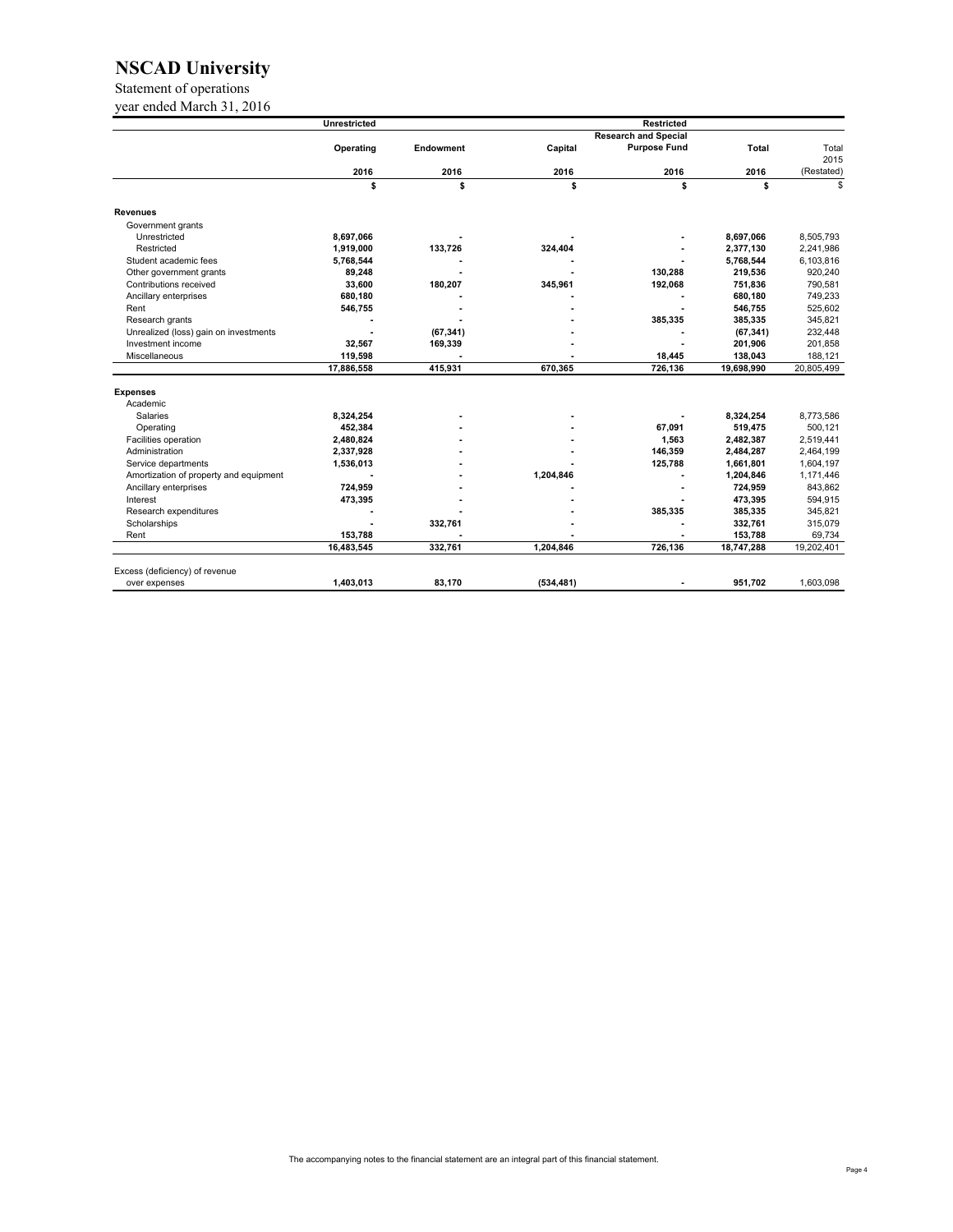# NSCAD University

Statement of operations
year ended March 31, 2016

| | Unrestricted | Restricted | | | | |
|---|---|---|---|---|---|---|
| | Operating | Endowment | Capital | Research and Special Purpose Fund | Total | Total 2015 |
| | 2016 | 2016 | 2016 | 2016 | 2016 | (Restated) |
| | $ | $ | $ | $ | $ | $ |
| **Revenues** | | | | | | |
| Government grants | | | | | | |
| Unrestricted | 8,697,066 | - | - | - | 8,697,066 | 8,505,793 |
| Restricted | 1,919,000 | 133,726 | 324,404 | - | 2,377,130 | 2,241,986 |
| Student academic fees | 5,768,544 | - | - | - | 5,768,544 | 6,103,816 |
| Other government grants | 89,248 | - | - | 130,288 | 219,536 | 920,240 |
| Contributions received | 33,600 | 180,207 | 345,961 | 192,068 | 751,836 | 790,581 |
| Ancillary enterprises | 680,180 | - | - | - | 680,180 | 749,233 |
| Rent | 546,755 | - | - | - | 546,755 | 525,602 |
| Research grants | - | - | - | 385,335 | 385,335 | 345,821 |
| Unrealized (loss) gain on investments | - | (67,341) | - | - | (67,341) | 232,448 |
| Investment income | 32,567 | 169,339 | - | - | 201,906 | 201,858 |
| Miscellaneous | 119,598 | - | - | 18,445 | 138,043 | 188,121 |
| | 17,886,558 | 415,931 | 670,365 | 726,136 | 19,698,990 | 20,805,499 |
| **Expenses** | | | | | | |
| Academic | | | | | | |
| Salaries | 8,324,254 | - | - | - | 8,324,254 | 8,773,586 |
| Operating | 452,384 | - | - | 67,091 | 519,475 | 500,121 |
| Facilities operation | 2,480,824 | - | - | 1,563 | 2,482,387 | 2,519,441 |
| Administration | 2,337,928 | - | - | 146,359 | 2,484,287 | 2,464,199 |
| Service departments | 1,536,013 | - | - | 125,788 | 1,661,801 | 1,604,197 |
| Amortization of property and equipment | - | - | 1,204,846 | - | 1,204,846 | 1,171,446 |
| Ancillary enterprises | 724,959 | - | - | - | 724,959 | 843,862 |
| Interest | 473,395 | - | - | - | 473,395 | 594,915 |
| Research expenditures | - | - | - | 385,335 | 385,335 | 345,821 |
| Scholarships | - | 332,761 | - | - | 332,761 | 315,079 |
| Rent | 153,788 | - | - | - | 153,788 | 69,734 |
| | 16,483,545 | 332,761 | 1,204,846 | 726,136 | 18,747,288 | 19,202,401 |
| Excess (deficiency) of revenue over expenses | 1,403,013 | 83,170 | (534,481) | - | 951,702 | 1,603,098 |

The accompanying notes to the financial statement are an integral part of this financial statement.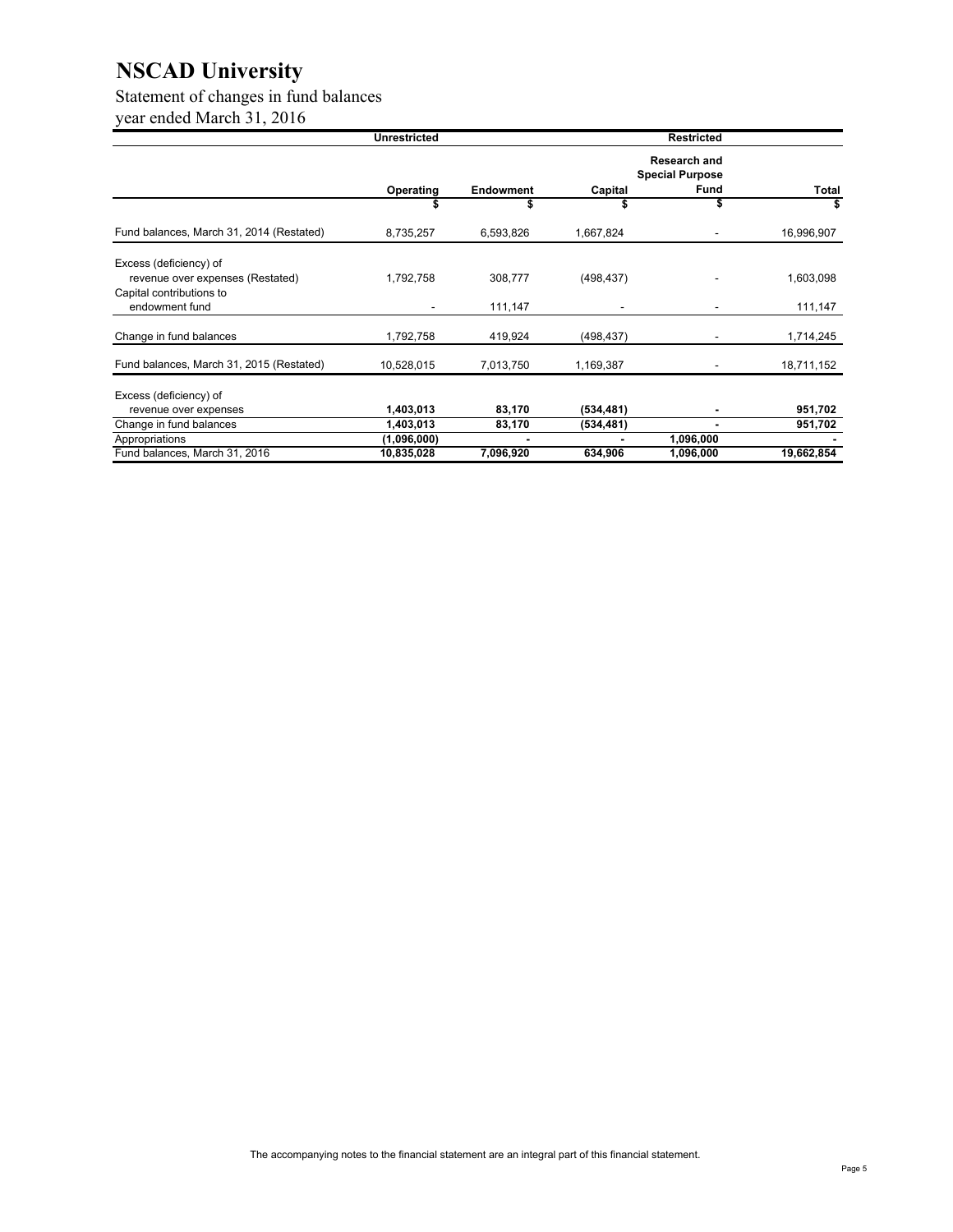# NSCAD University

Statement of changes in fund balances
year ended March 31, 2016

| | Unrestricted | | Restricted | | |
|---|---|---|---|---|---|
| | Operating | Endowment | Capital | Research and Special Purpose Fund | Total |
| | $ | $ | $ | $ | $ |
| Fund balances, March 31, 2014 (Restated) | 8,735,257 | 6,593,826 | 1,667,824 | - | 16,996,907 |
| Excess (deficiency) of revenue over expenses (Restated) | 1,792,758 | 308,777 | (498,437) | - | 1,603,098 |
| Capital contributions to endowment fund | - | 111,147 | - | - | 111,147 |
| Change in fund balances | 1,792,758 | 419,924 | (498,437) | - | 1,714,245 |
| Fund balances, March 31, 2015 (Restated) | 10,528,015 | 7,013,750 | 1,169,387 | - | 18,711,152 |
| Excess (deficiency) of revenue over expenses | **1,403,013** | **83,170** | **(534,481)** | **-** | **951,702** |
| Change in fund balances | **1,403,013** | **83,170** | **(534,481)** | **-** | **951,702** |
| Appropriations | **(1,096,000)** | **-** | **-** | **1,096,000** | **-** |
| Fund balances, March 31, 2016 | **10,835,028** | **7,096,920** | **634,906** | **1,096,000** | **19,662,854** |

The accompanying notes to the financial statement are an integral part of this financial statement.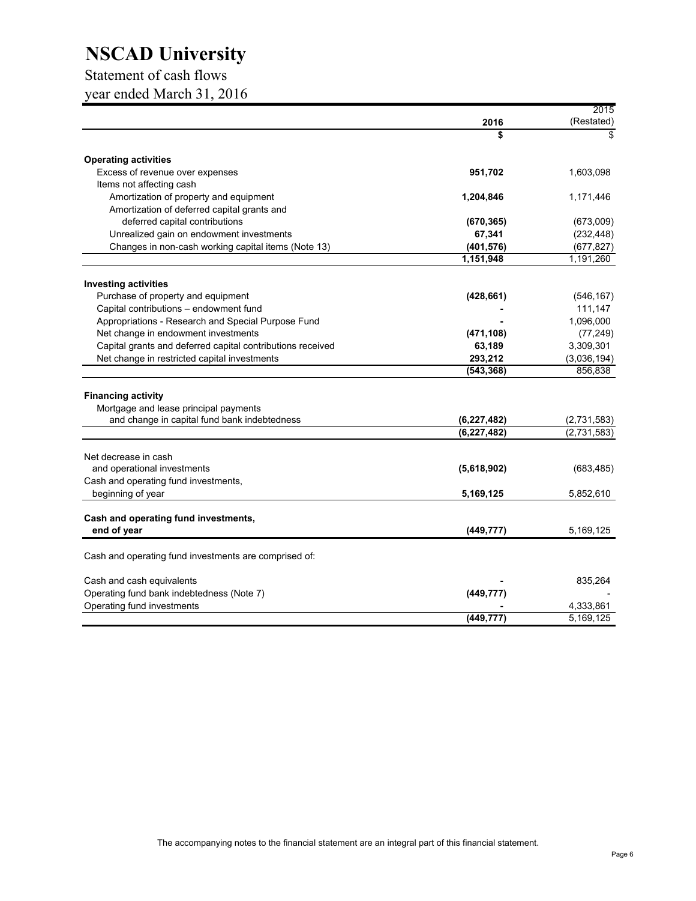# NSCAD University

## Statement of cash flows

## year ended March 31, 2016

| | 2016 | 2015 (Restated) |
|---|---|---|
| | $ | $ |
| **Operating activities** | | |
| Excess of revenue over expenses | **951,702** | 1,603,098 |
| Items not affecting cash | | |
| Amortization of property and equipment | **1,204,846** | 1,171,446 |
| Amortization of deferred capital grants and deferred capital contributions | **(670,365)** | (673,009) |
| Unrealized gain on endowment investments | **67,341** | (232,448) |
| Changes in non-cash working capital items (Note 13) | **(401,576)** | (677,827) |
| | **1,151,948** | 1,191,260 |
| **Investing activities** | | |
| Purchase of property and equipment | **(428,661)** | (546,167) |
| Capital contributions – endowment fund | **-** | 111,147 |
| Appropriations - Research and Special Purpose Fund | **-** | 1,096,000 |
| Net change in endowment investments | **(471,108)** | (77,249) |
| Capital grants and deferred capital contributions received | **63,189** | 3,309,301 |
| Net change in restricted capital investments | **293,212** | (3,036,194) |
| | **(543,368)** | 856,838 |
| **Financing activity** | | |
| Mortgage and lease principal payments and change in capital fund bank indebtedness | **(6,227,482)** | (2,731,583) |
| | **(6,227,482)** | (2,731,583) |
| Net decrease in cash and operational investments | **(5,618,902)** | (683,485) |
| Cash and operating fund investments, beginning of year | **5,169,125** | 5,852,610 |
| **Cash and operating fund investments, end of year** | **(449,777)** | 5,169,125 |
| Cash and operating fund investments are comprised of: | | |
| Cash and cash equivalents | **-** | 835,264 |
| Operating fund bank indebtedness (Note 7) | **(449,777)** | - |
| Operating fund investments | **-** | 4,333,861 |
| | **(449,777)** | 5,169,125 |

The accompanying notes to the financial statement are an integral part of this financial statement.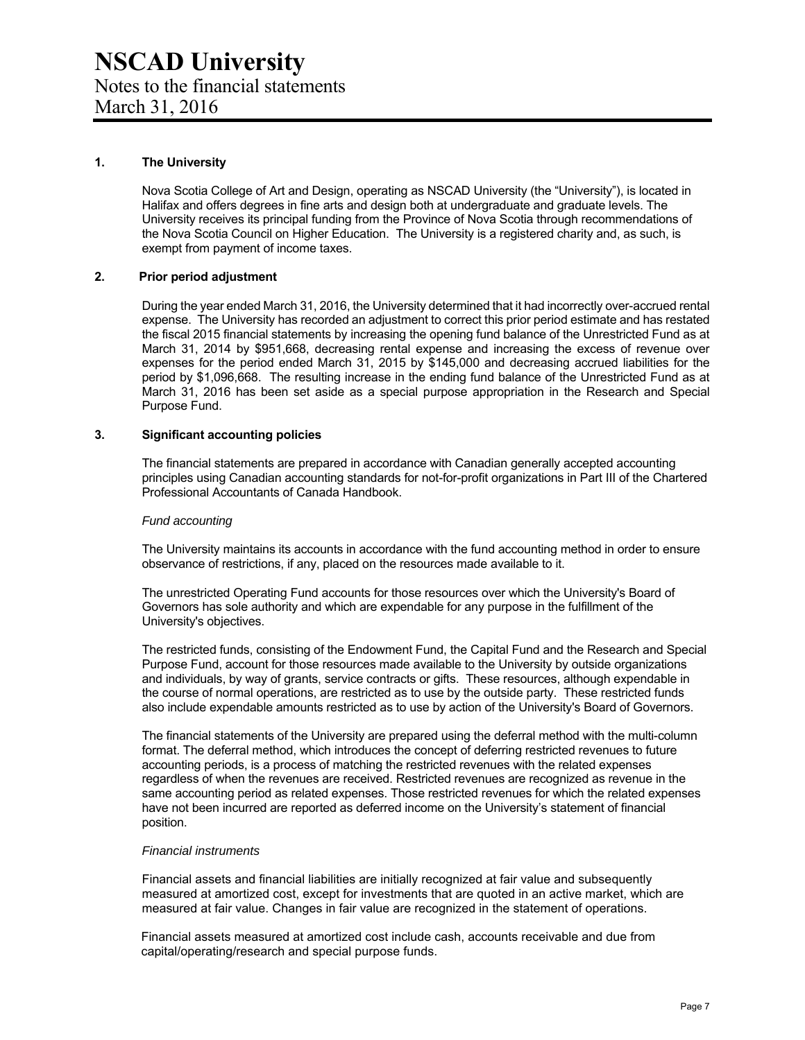# NSCAD University

Notes to the financial statements
March 31, 2016

## 1. The University

Nova Scotia College of Art and Design, operating as NSCAD University (the "University"), is located in Halifax and offers degrees in fine arts and design both at undergraduate and graduate levels. The University receives its principal funding from the Province of Nova Scotia through recommendations of the Nova Scotia Council on Higher Education. The University is a registered charity and, as such, is exempt from payment of income taxes.

## 2. Prior period adjustment

During the year ended March 31, 2016, the University determined that it had incorrectly over-accrued rental expense. The University has recorded an adjustment to correct this prior period estimate and has restated the fiscal 2015 financial statements by increasing the opening fund balance of the Unrestricted Fund as at March 31, 2014 by $951,668, decreasing rental expense and increasing the excess of revenue over expenses for the period ended March 31, 2015 by $145,000 and decreasing accrued liabilities for the period by $1,096,668. The resulting increase in the ending fund balance of the Unrestricted Fund as at March 31, 2016 has been set aside as a special purpose appropriation in the Research and Special Purpose Fund.

## 3. Significant accounting policies

The financial statements are prepared in accordance with Canadian generally accepted accounting principles using Canadian accounting standards for not-for-profit organizations in Part III of the Chartered Professional Accountants of Canada Handbook.

*Fund accounting*

The University maintains its accounts in accordance with the fund accounting method in order to ensure observance of restrictions, if any, placed on the resources made available to it.

The unrestricted Operating Fund accounts for those resources over which the University's Board of Governors has sole authority and which are expendable for any purpose in the fulfillment of the University's objectives.

The restricted funds, consisting of the Endowment Fund, the Capital Fund and the Research and Special Purpose Fund, account for those resources made available to the University by outside organizations and individuals, by way of grants, service contracts or gifts. These resources, although expendable in the course of normal operations, are restricted as to use by the outside party. These restricted funds also include expendable amounts restricted as to use by action of the University's Board of Governors.

The financial statements of the University are prepared using the deferral method with the multi-column format. The deferral method, which introduces the concept of deferring restricted revenues to future accounting periods, is a process of matching the restricted revenues with the related expenses regardless of when the revenues are received. Restricted revenues are recognized as revenue in the same accounting period as related expenses. Those restricted revenues for which the related expenses have not been incurred are reported as deferred income on the University's statement of financial position.

*Financial instruments*

Financial assets and financial liabilities are initially recognized at fair value and subsequently measured at amortized cost, except for investments that are quoted in an active market, which are measured at fair value. Changes in fair value are recognized in the statement of operations.

Financial assets measured at amortized cost include cash, accounts receivable and due from capital/operating/research and special purpose funds.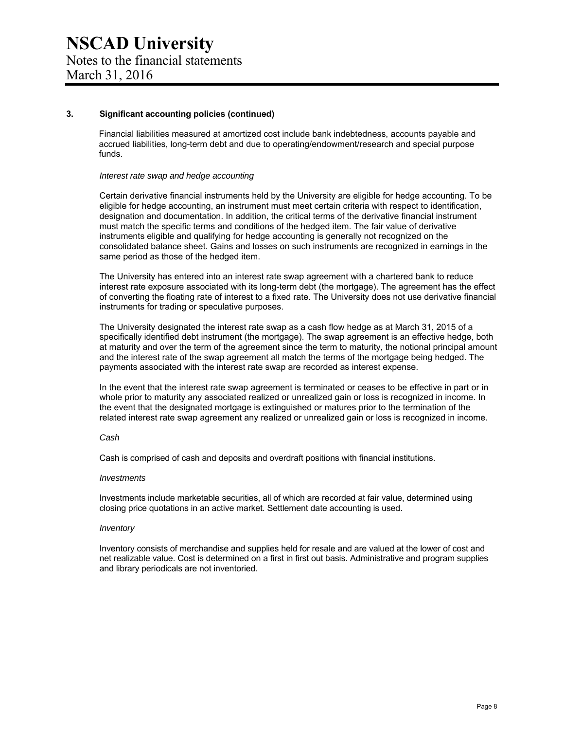## 3. Significant accounting policies (continued)

Financial liabilities measured at amortized cost include bank indebtedness, accounts payable and accrued liabilities, long-term debt and due to operating/endowment/research and special purpose funds.

*Interest rate swap and hedge accounting*

Certain derivative financial instruments held by the University are eligible for hedge accounting. To be eligible for hedge accounting, an instrument must meet certain criteria with respect to identification, designation and documentation. In addition, the critical terms of the derivative financial instrument must match the specific terms and conditions of the hedged item. The fair value of derivative instruments eligible and qualifying for hedge accounting is generally not recognized on the consolidated balance sheet. Gains and losses on such instruments are recognized in earnings in the same period as those of the hedged item.

The University has entered into an interest rate swap agreement with a chartered bank to reduce interest rate exposure associated with its long-term debt (the mortgage). The agreement has the effect of converting the floating rate of interest to a fixed rate. The University does not use derivative financial instruments for trading or speculative purposes.

The University designated the interest rate swap as a cash flow hedge as at March 31, 2015 of a specifically identified debt instrument (the mortgage). The swap agreement is an effective hedge, both at maturity and over the term of the agreement since the term to maturity, the notional principal amount and the interest rate of the swap agreement all match the terms of the mortgage being hedged. The payments associated with the interest rate swap are recorded as interest expense.

In the event that the interest rate swap agreement is terminated or ceases to be effective in part or in whole prior to maturity any associated realized or unrealized gain or loss is recognized in income. In the event that the designated mortgage is extinguished or matures prior to the termination of the related interest rate swap agreement any realized or unrealized gain or loss is recognized in income.

*Cash*

Cash is comprised of cash and deposits and overdraft positions with financial institutions.

*Investments*

Investments include marketable securities, all of which are recorded at fair value, determined using closing price quotations in an active market. Settlement date accounting is used.

*Inventory*

Inventory consists of merchandise and supplies held for resale and are valued at the lower of cost and net realizable value. Cost is determined on a first in first out basis. Administrative and program supplies and library periodicals are not inventoried.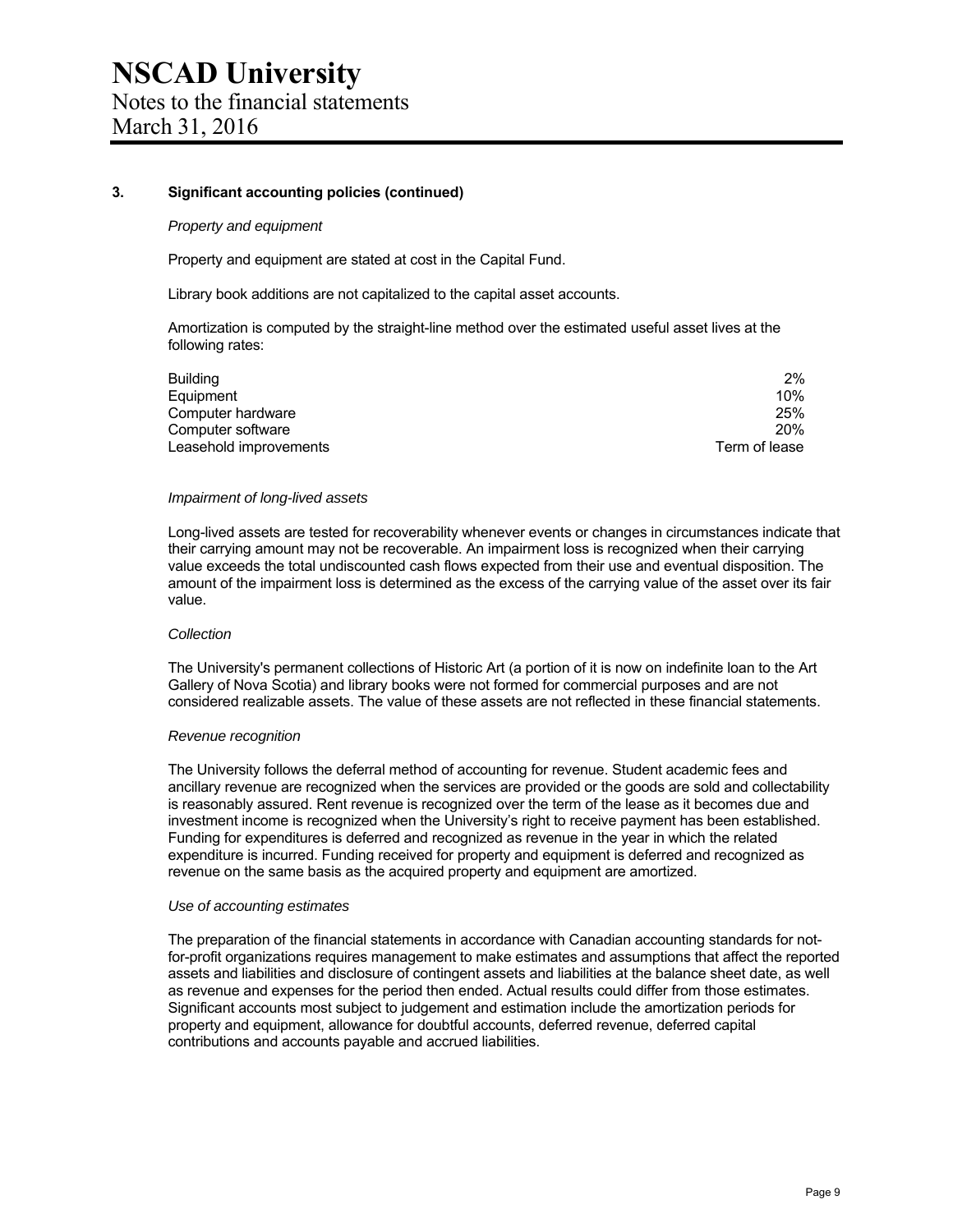## 3. Significant accounting policies (continued)

*Property and equipment*

Property and equipment are stated at cost in the Capital Fund.

Library book additions are not capitalized to the capital asset accounts.

Amortization is computed by the straight-line method over the estimated useful asset lives at the following rates:

| | |
|---|---|
| Building | 2% |
| Equipment | 10% |
| Computer hardware | 25% |
| Computer software | 20% |
| Leasehold improvements | Term of lease |

*Impairment of long-lived assets*

Long-lived assets are tested for recoverability whenever events or changes in circumstances indicate that their carrying amount may not be recoverable. An impairment loss is recognized when their carrying value exceeds the total undiscounted cash flows expected from their use and eventual disposition. The amount of the impairment loss is determined as the excess of the carrying value of the asset over its fair value.

*Collection*

The University's permanent collections of Historic Art (a portion of it is now on indefinite loan to the Art Gallery of Nova Scotia) and library books were not formed for commercial purposes and are not considered realizable assets. The value of these assets are not reflected in these financial statements.

*Revenue recognition*

The University follows the deferral method of accounting for revenue. Student academic fees and ancillary revenue are recognized when the services are provided or the goods are sold and collectability is reasonably assured. Rent revenue is recognized over the term of the lease as it becomes due and investment income is recognized when the University's right to receive payment has been established. Funding for expenditures is deferred and recognized as revenue in the year in which the related expenditure is incurred. Funding received for property and equipment is deferred and recognized as revenue on the same basis as the acquired property and equipment are amortized.

*Use of accounting estimates*

The preparation of the financial statements in accordance with Canadian accounting standards for not-for-profit organizations requires management to make estimates and assumptions that affect the reported assets and liabilities and disclosure of contingent assets and liabilities at the balance sheet date, as well as revenue and expenses for the period then ended. Actual results could differ from those estimates. Significant accounts most subject to judgement and estimation include the amortization periods for property and equipment, allowance for doubtful accounts, deferred revenue, deferred capital contributions and accounts payable and accrued liabilities.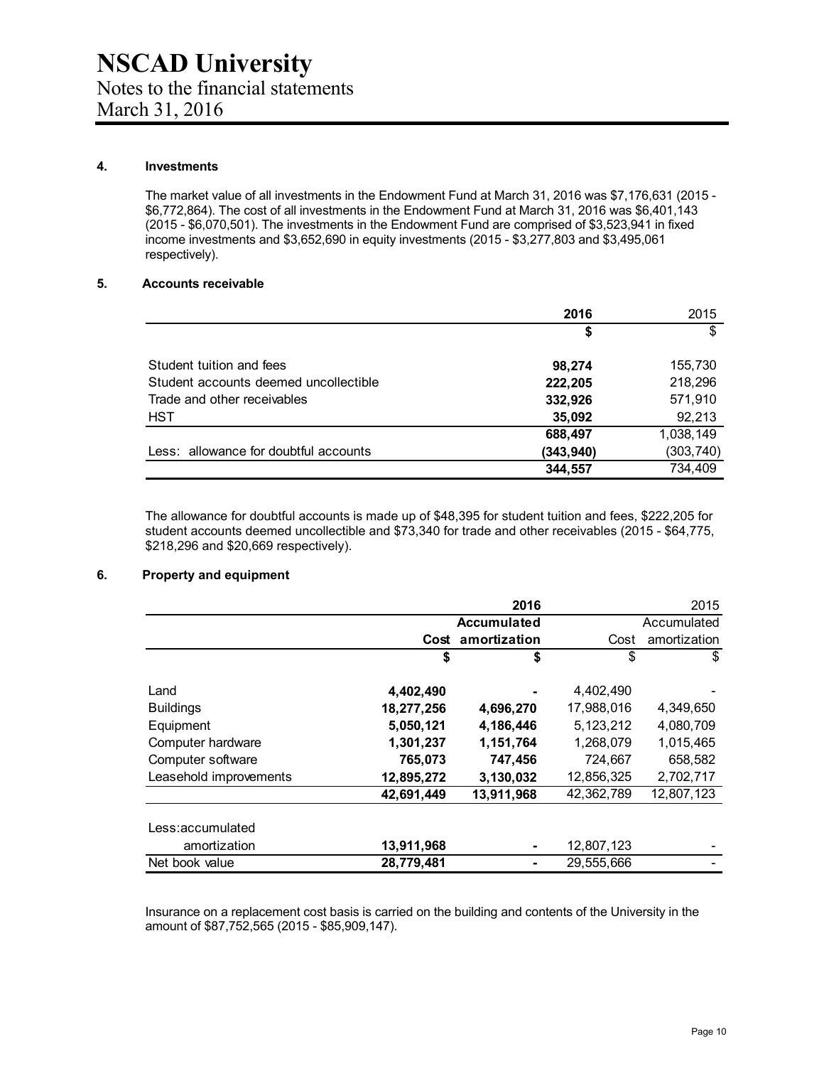# NSCAD University

Notes to the financial statements
March 31, 2016

## 4. Investments

The market value of all investments in the Endowment Fund at March 31, 2016 was $7,176,631 (2015 - $6,772,864). The cost of all investments in the Endowment Fund at March 31, 2016 was $6,401,143 (2015 - $6,070,501). The investments in the Endowment Fund are comprised of $3,523,941 in fixed income investments and $3,652,690 in equity investments (2015 - $3,277,803 and $3,495,061 respectively).

## 5. Accounts receivable

| | **2016** | 2015 |
|---|---|---|
| | **$** | $ |
| Student tuition and fees | **98,274** | 155,730 |
| Student accounts deemed uncollectible | **222,205** | 218,296 |
| Trade and other receivables | **332,926** | 571,910 |
| HST | **35,092** | 92,213 |
| | **688,497** | 1,038,149 |
| Less: allowance for doubtful accounts | **(343,940)** | (303,740) |
| | **344,557** | 734,409 |

The allowance for doubtful accounts is made up of $48,395 for student tuition and fees, $222,205 for student accounts deemed uncollectible and $73,340 for trade and other receivables (2015 - $64,775, $218,296 and $20,669 respectively).

## 6. Property and equipment

| | **2016** | | 2015 | |
|---|---|---|---|---|
| | **Cost** | **Accumulated amortization** | Cost | Accumulated amortization |
| | **$** | **$** | $ | $ |
| Land | **4,402,490** | **-** | 4,402,490 | - |
| Buildings | **18,277,256** | **4,696,270** | 17,988,016 | 4,349,650 |
| Equipment | **5,050,121** | **4,186,446** | 5,123,212 | 4,080,709 |
| Computer hardware | **1,301,237** | **1,151,764** | 1,268,079 | 1,015,465 |
| Computer software | **765,073** | **747,456** | 724,667 | 658,582 |
| Leasehold improvements | **12,895,272** | **3,130,032** | 12,856,325 | 2,702,717 |
| | **42,691,449** | **13,911,968** | 42,362,789 | 12,807,123 |
| Less:accumulated amortization | **13,911,968** | **-** | 12,807,123 | - |
| Net book value | **28,779,481** | **-** | 29,555,666 | - |

Insurance on a replacement cost basis is carried on the building and contents of the University in the amount of $87,752,565 (2015 - $85,909,147).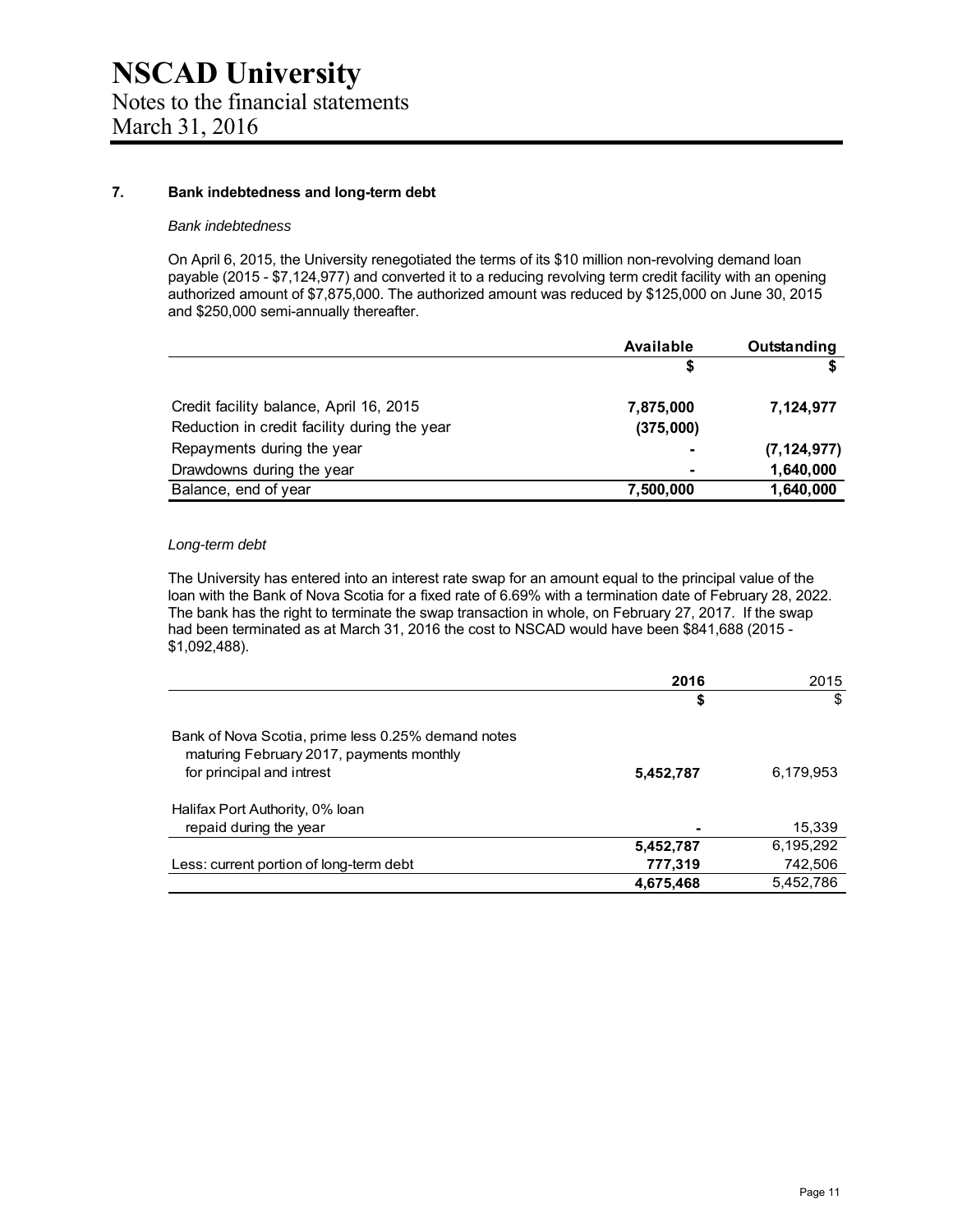# NSCAD University

Notes to the financial statements
March 31, 2016

## 7. Bank indebtedness and long-term debt

*Bank indebtedness*

On April 6, 2015, the University renegotiated the terms of its $10 million non-revolving demand loan payable (2015 - $7,124,977) and converted it to a reducing revolving term credit facility with an opening authorized amount of $7,875,000. The authorized amount was reduced by $125,000 on June 30, 2015 and $250,000 semi-annually thereafter.

| | Available | Outstanding |
|---|---|---|
| | $ | $ |
| Credit facility balance, April 16, 2015 | 7,875,000 | 7,124,977 |
| Reduction in credit facility during the year | (375,000) | |
| Repayments during the year | - | (7,124,977) |
| Drawdowns during the year | - | 1,640,000 |
| Balance, end of year | 7,500,000 | 1,640,000 |

*Long-term debt*

The University has entered into an interest rate swap for an amount equal to the principal value of the loan with the Bank of Nova Scotia for a fixed rate of 6.69% with a termination date of February 28, 2022. The bank has the right to terminate the swap transaction in whole, on February 27, 2017. If the swap had been terminated as at March 31, 2016 the cost to NSCAD would have been $841,688 (2015 - $1,092,488).

| | 2016 | 2015 |
|---|---|---|
| | $ | $ |
| Bank of Nova Scotia, prime less 0.25% demand notes maturing February 2017, payments monthly for principal and intrest | 5,452,787 | 6,179,953 |
| Halifax Port Authority, 0% loan repaid during the year | - | 15,339 |
| | 5,452,787 | 6,195,292 |
| Less: current portion of long-term debt | 777,319 | 742,506 |
| | 4,675,468 | 5,452,786 |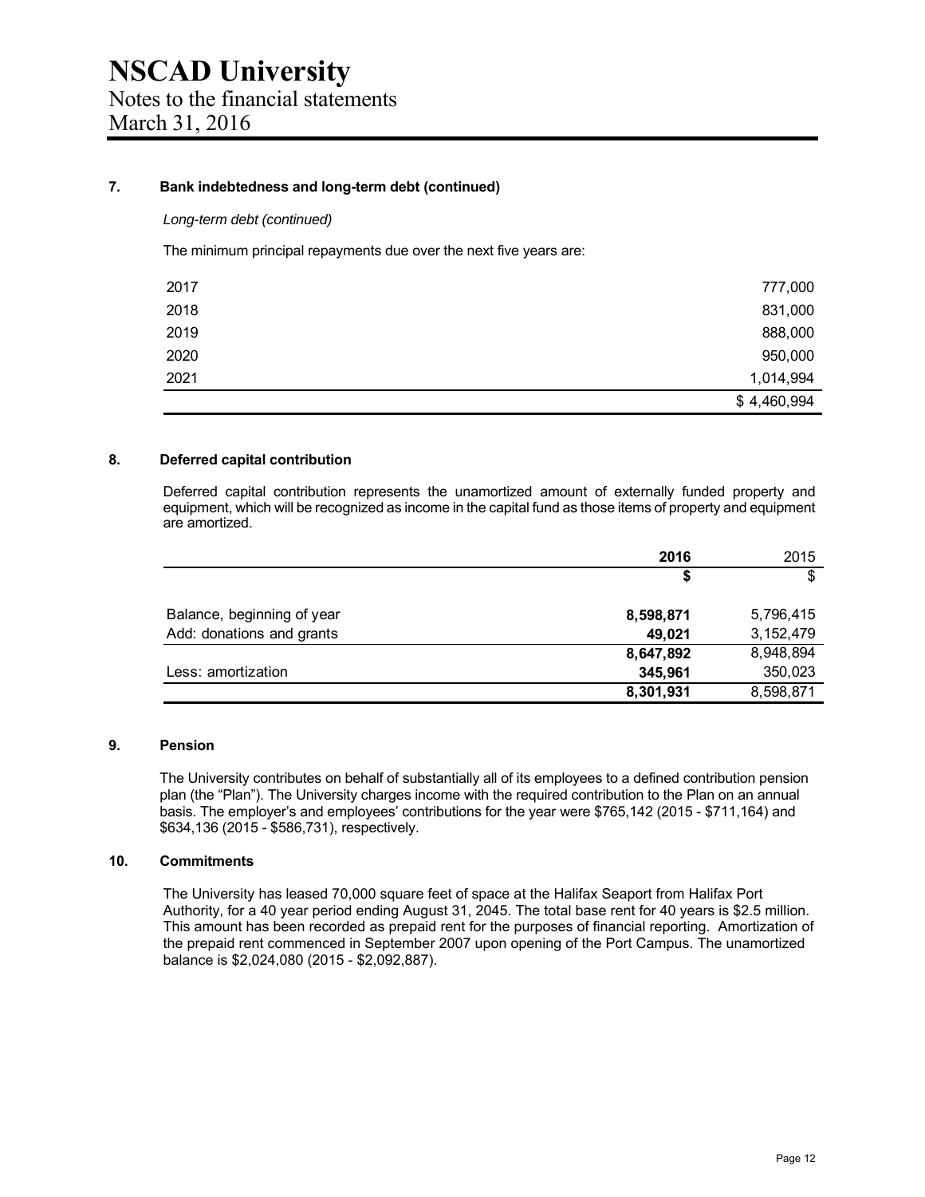# NSCAD University
Notes to the financial statements
March 31, 2016

### 7. Bank indebtedness and long-term debt (continued)

*Long-term debt (continued)*

The minimum principal repayments due over the next five years are:

| | |
|---|---:|
| 2017 | 777,000 |
| 2018 | 831,000 |
| 2019 | 888,000 |
| 2020 | 950,000 |
| 2021 | 1,014,994 |
| | $ 4,460,994 |

### 8. Deferred capital contribution

Deferred capital contribution represents the unamortized amount of externally funded property and equipment, which will be recognized as income in the capital fund as those items of property and equipment are amortized.

| | **2016** | 2015 |
|---|---:|---:|
| | **$** | $ |
| Balance, beginning of year | **8,598,871** | 5,796,415 |
| Add: donations and grants | **49,021** | 3,152,479 |
| | **8,647,892** | 8,948,894 |
| Less: amortization | **345,961** | 350,023 |
| | **8,301,931** | 8,598,871 |

### 9. Pension

The University contributes on behalf of substantially all of its employees to a defined contribution pension plan (the "Plan"). The University charges income with the required contribution to the Plan on an annual basis. The employer's and employees' contributions for the year were $765,142 (2015 - $711,164) and $634,136 (2015 - $586,731), respectively.

### 10. Commitments

The University has leased 70,000 square feet of space at the Halifax Seaport from Halifax Port Authority, for a 40 year period ending August 31, 2045. The total base rent for 40 years is $2.5 million. This amount has been recorded as prepaid rent for the purposes of financial reporting. Amortization of the prepaid rent commenced in September 2007 upon opening of the Port Campus. The unamortized balance is $2,024,080 (2015 - $2,092,887).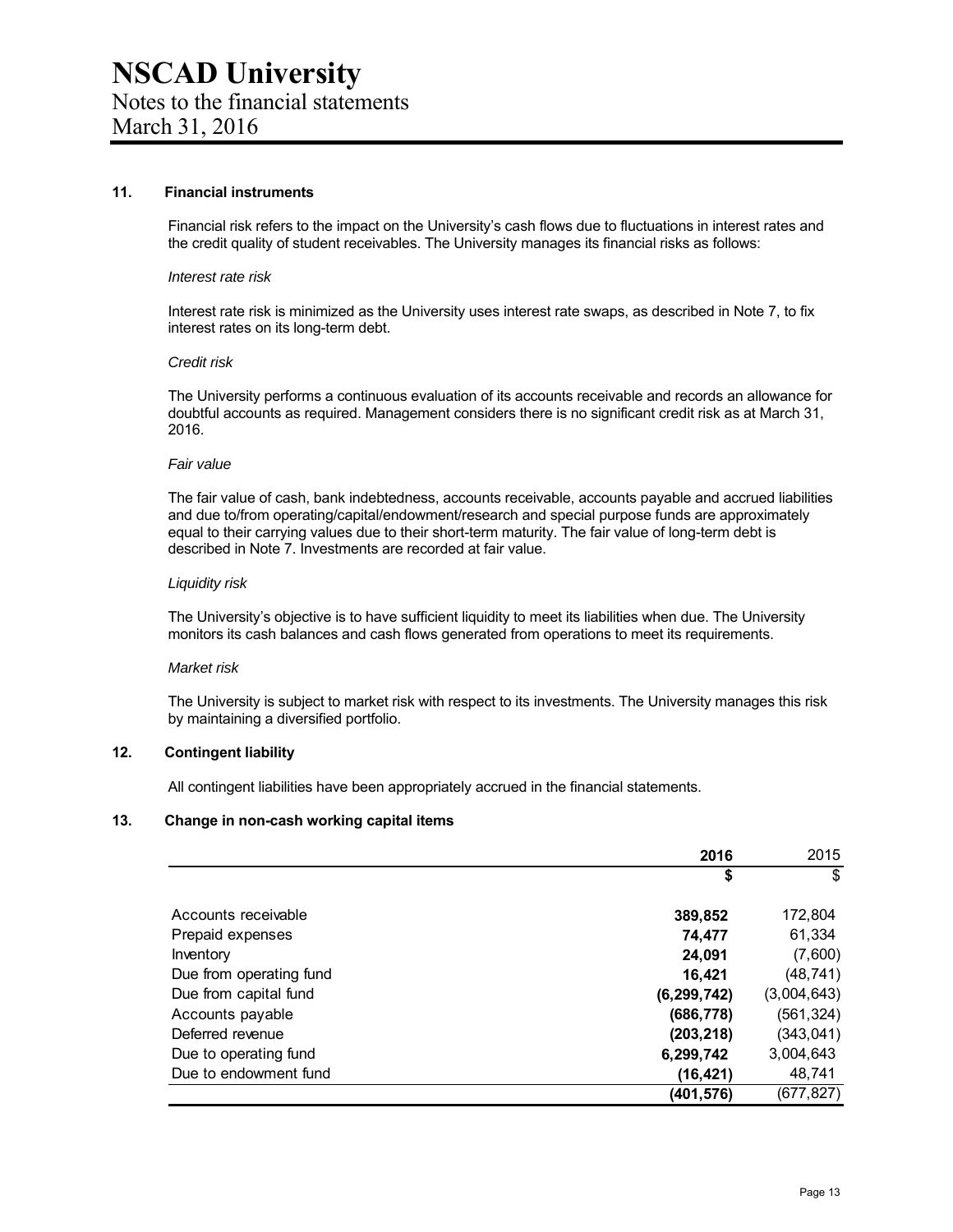# NSCAD University

Notes to the financial statements

March 31, 2016

### 11. Financial instruments

Financial risk refers to the impact on the University's cash flows due to fluctuations in interest rates and the credit quality of student receivables. The University manages its financial risks as follows:

*Interest rate risk*

Interest rate risk is minimized as the University uses interest rate swaps, as described in Note 7, to fix interest rates on its long-term debt.

*Credit risk*

The University performs a continuous evaluation of its accounts receivable and records an allowance for doubtful accounts as required. Management considers there is no significant credit risk as at March 31, 2016.

*Fair value*

The fair value of cash, bank indebtedness, accounts receivable, accounts payable and accrued liabilities and due to/from operating/capital/endowment/research and special purpose funds are approximately equal to their carrying values due to their short-term maturity. The fair value of long-term debt is described in Note 7. Investments are recorded at fair value.

*Liquidity risk*

The University's objective is to have sufficient liquidity to meet its liabilities when due. The University monitors its cash balances and cash flows generated from operations to meet its requirements.

*Market risk*

The University is subject to market risk with respect to its investments. The University manages this risk by maintaining a diversified portfolio.

### 12. Contingent liability

All contingent liabilities have been appropriately accrued in the financial statements.

### 13. Change in non-cash working capital items

| | **2016** | 2015 |
|---|---|---|
| | **$** | $ |
| Accounts receivable | **389,852** | 172,804 |
| Prepaid expenses | **74,477** | 61,334 |
| Inventory | **24,091** | (7,600) |
| Due from operating fund | **16,421** | (48,741) |
| Due from capital fund | **(6,299,742)** | (3,004,643) |
| Accounts payable | **(686,778)** | (561,324) |
| Deferred revenue | **(203,218)** | (343,041) |
| Due to operating fund | **6,299,742** | 3,004,643 |
| Due to endowment fund | **(16,421)** | 48,741 |
| | **(401,576)** | (677,827) |